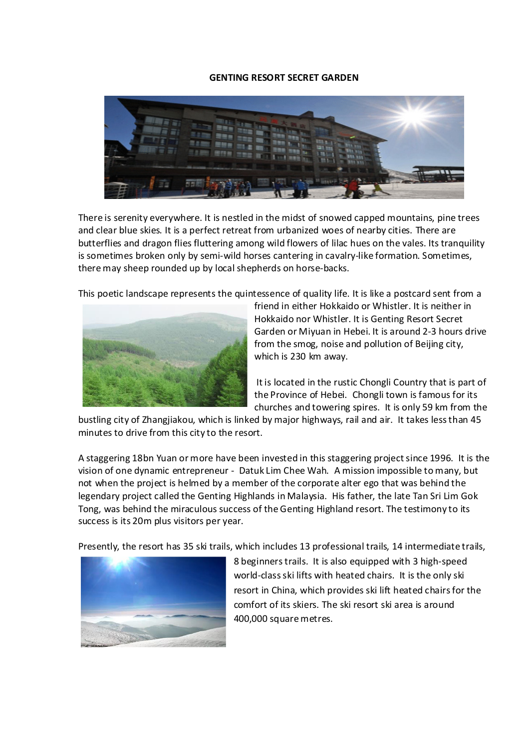**GENTING RESORT SECRET GARDEN**

There is serenity everywhere. It is nestled in the midst of snowed capped mountains, pine trees and clear blue skies. It is a perfect retreat from urbanized woes of nearby cities. There are butterflies and dragon flies fluttering among wild flowers of lilac hues on the vales. Its tranquility is sometimes broken only by semi-wild horses cantering in cavalry-like formation. Sometimes, there may sheep rounded up by local shepherds on horse-backs.

This poetic landscape represents the quintessence of quality life. It is like a postcard sent from a friend in either Hokkaido or Whistler. It is neither in Hokkaido nor Whistler. It is Genting Resort Secret Garden or Miyuan in Hebei. It is around 2-3 hours drive from the smog, noise and pollution of Beijing city, which is 230 km away.

It is located in the rustic Chongli Country that is part of the Province of Hebei. Chongli town is famous for its churches and towering spires. It is only 59 km from the bustling city of Zhangjiakou, which is linked by major highways, rail and air. It takes less than 45 minutes to drive from this city to the resort.

A staggering 18bn Yuan or more have been invested in this staggering project since 1996. It is the vision of one dynamic entrepreneur - Datuk Lim Chee Wah. A mission impossible to many, but not when the project is helmed by a member of the corporate alter ego that was behind the legendary project called the Genting Highlands in Malaysia. His father, the late Tan Sri Lim Gok Tong, was behind the miraculous success of the Genting Highland resort. The testimony to its success is its 20m plus visitors per year.

Presently, the resort has 35 ski trails, which includes 13 professional trails, 14 intermediate trails, 8 beginners trails. It is also equipped with 3 high-speed world-class ski lifts with heated chairs. It is the only ski resort in China, which provides ski lift heated chairs for the comfort of its skiers. The ski resort ski area is around 400,000 square metres.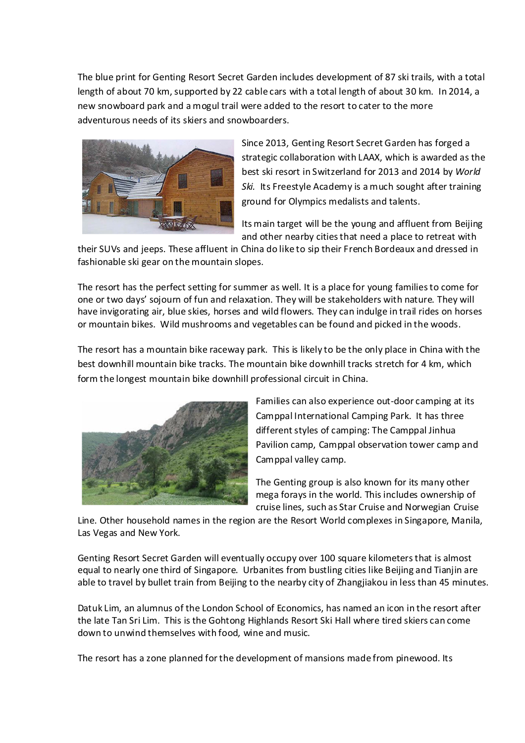The blue print for Genting Resort Secret Garden includes development of 87 ski trails, with a total length of about 70 km, supported by 22 cable cars with a total length of about 30 km. In 2014, a new snowboard park and a mogul trail were added to the resort to cater to the more adventurous needs of its skiers and snowboarders.

Since 2013, Genting Resort Secret Garden has forged a strategic collaboration with LAAX, which is awarded as the best ski resort in Switzerland for 2013 and 2014 by *World Ski*. Its Freestyle Academy is a much sought after training ground for Olympics medalists and talents.

Its main target will be the young and affluent from Beijing and other nearby cities that need a place to retreat with their SUVs and jeeps. These affluent in China do like to sip their French Bordeaux and dressed in fashionable ski gear on the mountain slopes.

The resort has the perfect setting for summer as well. It is a place for young families to come for one or two days' sojourn of fun and relaxation. They will be stakeholders with nature. They will have invigorating air, blue skies, horses and wild flowers. They can indulge in trail rides on horses or mountain bikes. Wild mushrooms and vegetables can be found and picked in the woods.

The resort has a mountain bike raceway park. This is likely to be the only place in China with the best downhill mountain bike tracks. The mountain bike downhill tracks stretch for 4 km, which form the longest mountain bike downhill professional circuit in China.

Families can also experience out-door camping at its Camppal International Camping Park. It has three different styles of camping: The Camppal Jinhua Pavilion camp, Camppal observation tower camp and Camppal valley camp.

The Genting group is also known for its many other mega forays in the world. This includes ownership of cruise lines, such as Star Cruise and Norwegian Cruise Line. Other household names in the region are the Resort World complexes in Singapore, Manila, Las Vegas and New York.

Genting Resort Secret Garden will eventually occupy over 100 square kilometers that is almost equal to nearly one third of Singapore. Urbanites from bustling cities like Beijing and Tianjin are able to travel by bullet train from Beijing to the nearby city of Zhangjiakou in less than 45 minutes.

Datuk Lim, an alumnus of the London School of Economics, has named an icon in the resort after the late Tan Sri Lim. This is the Gohtong Highlands Resort Ski Hall where tired skiers can come down to unwind themselves with food, wine and music.

The resort has a zone planned for the development of mansions made from pinewood. Its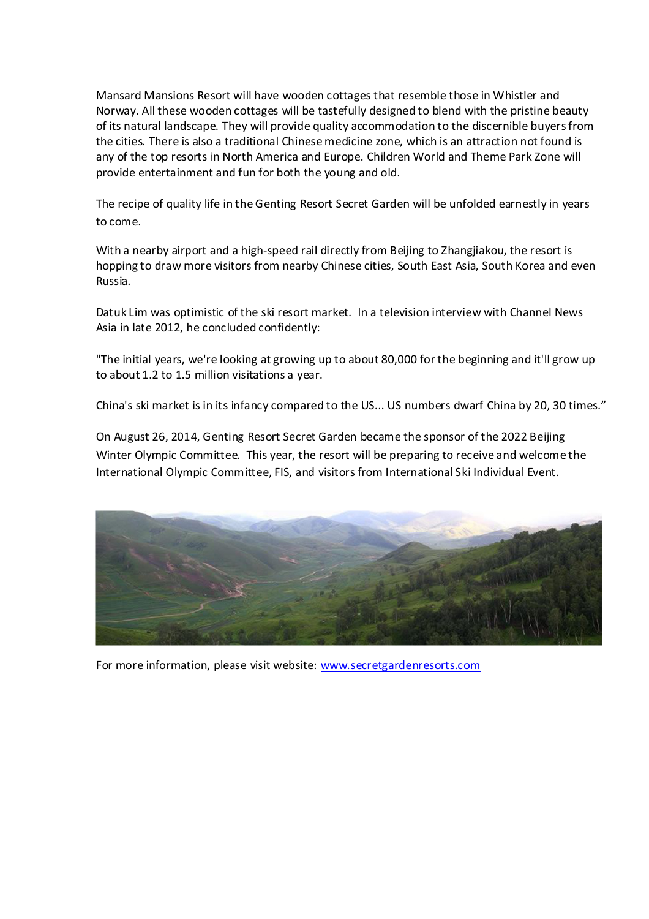Mansard Mansions Resort will have wooden cottages that resemble those in Whistler and Norway. All these wooden cottages will be tastefully designed to blend with the pristine beauty of its natural landscape. They will provide quality accommodation to the discernible buyers from the cities. There is also a traditional Chinese medicine zone, which is an attraction not found is any of the top resorts in North America and Europe. Children World and Theme Park Zone will provide entertainment and fun for both the young and old.

The recipe of quality life in the Genting Resort Secret Garden will be unfolded earnestly in years to come.

With a nearby airport and a high-speed rail directly from Beijing to Zhangjiakou, the resort is hopping to draw more visitors from nearby Chinese cities, South East Asia, South Korea and even Russia.

Datuk Lim was optimistic of the ski resort market. In a television interview with Channel News Asia in late 2012, he concluded confidently:

"The initial years, we're looking at growing up to about 80,000 for the beginning and it'll grow up to about 1.2 to 1.5 million visitations a year.

China's ski market is in its infancy compared to the US... US numbers dwarf China by 20, 30 times."

On August 26, 2014, Genting Resort Secret Garden became the sponsor of the 2022 Beijing Winter Olympic Committee. This year, the resort will be preparing to receive and welcome the International Olympic Committee, FIS, and visitors from International Ski Individual Event.

For more information, please visit website: [www.secretgardenresorts.com](http://www.secretgardenresorts.com)